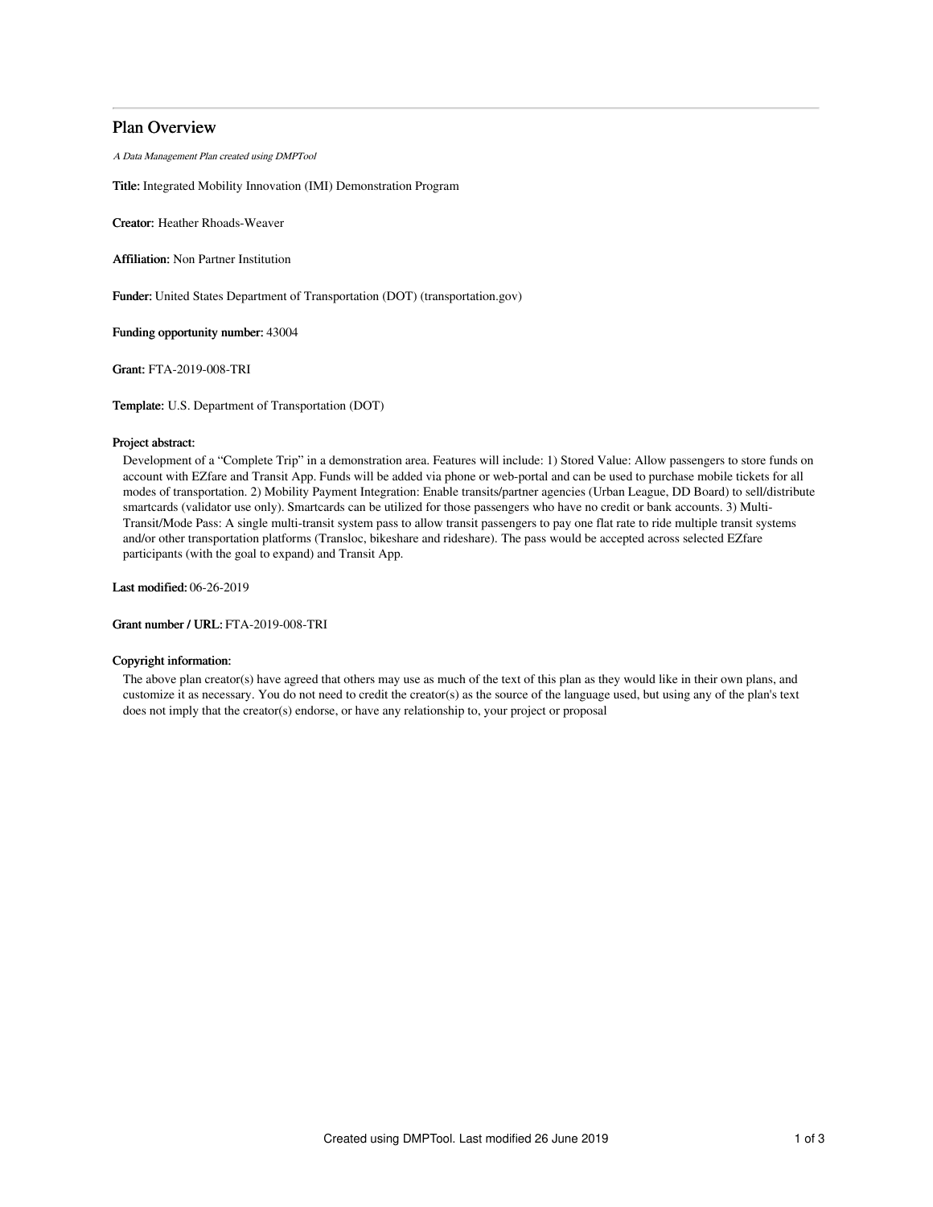# Plan Overview

*A Data Management Plan created using DMPTool*

**Title:** Integrated Mobility Innovation (IMI) Demonstration Program

**Creator:** Heather Rhoads-Weaver

**Affiliation:** Non Partner Institution

**Funder:** United States Department of Transportation (DOT) (transportation.gov)

**Funding opportunity number:** 43004

**Grant:** FTA-2019-008-TRI

**Template:** U.S. Department of Transportation (DOT)

**Project abstract:**

Development of a "Complete Trip" in a demonstration area. Features will include: 1) Stored Value: Allow passengers to store funds on account with EZfare and Transit App. Funds will be added via phone or web-portal and can be used to purchase mobile tickets for all modes of transportation. 2) Mobility Payment Integration: Enable transits/partner agencies (Urban League, DD Board) to sell/distribute smartcards (validator use only). Smartcards can be utilized for those passengers who have no credit or bank accounts. 3) Multi-Transit/Mode Pass: A single multi-transit system pass to allow transit passengers to pay one flat rate to ride multiple transit systems and/or other transportation platforms (Transloc, bikeshare and rideshare). The pass would be accepted across selected EZfare participants (with the goal to expand) and Transit App.

**Last modified:** 06-26-2019

**Grant number / URL:** FTA-2019-008-TRI

**Copyright information:**

The above plan creator(s) have agreed that others may use as much of the text of this plan as they would like in their own plans, and customize it as necessary. You do not need to credit the creator(s) as the source of the language used, but using any of the plan's text does not imply that the creator(s) endorse, or have any relationship to, your project or proposal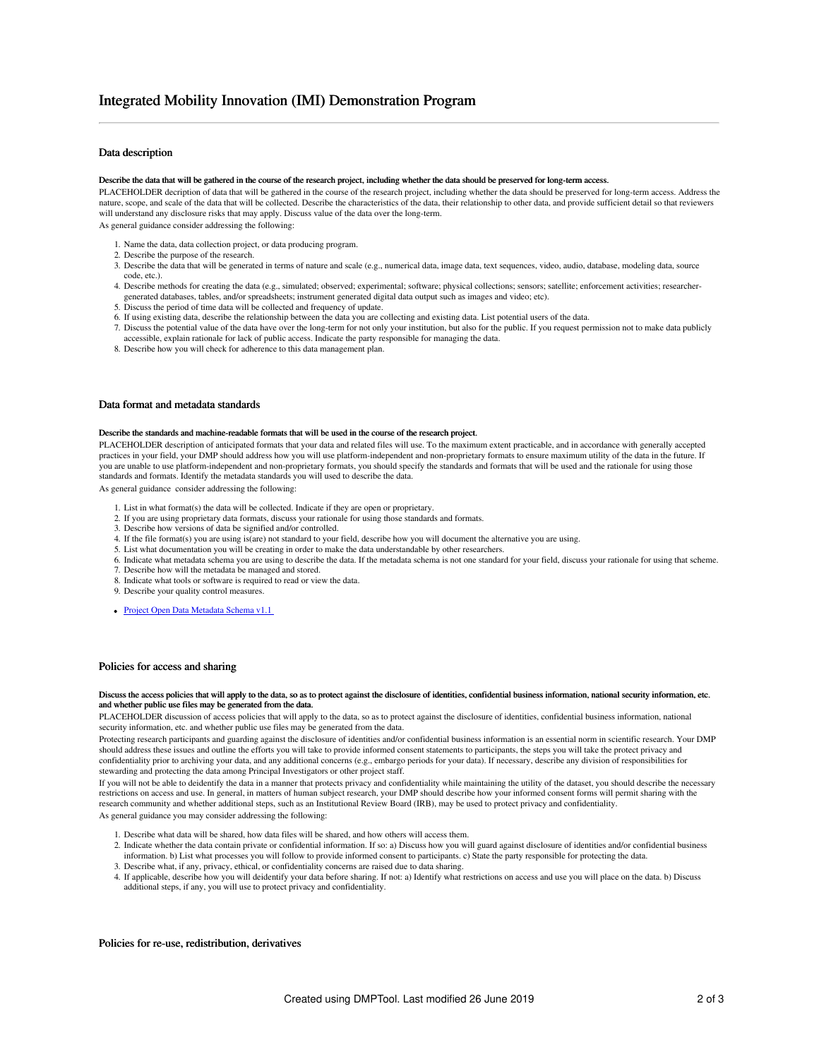# Integrated Mobility Innovation (IMI) Demonstration Program

## Data description

**Describe the data that will be gathered in the course of the research project, including whether the data should be preserved for long-term access.**

PLACEHOLDER decription of data that will be gathered in the course of the research project, including whether the data should be preserved for long-term access. Address the nature, scope, and scale of the data that will be collected. Describe the characteristics of the data, their relationship to other data, and provide sufficient detail so that reviewers will understand any disclosure risks that may apply. Discuss value of the data over the long-term.

As general guidance consider addressing the following:

1. Name the data, data collection project, or data producing program.
2. Describe the purpose of the research.
3. Describe the data that will be generated in terms of nature and scale (e.g., numerical data, image data, text sequences, video, audio, database, modeling data, source code, etc.).
4. Describe methods for creating the data (e.g., simulated; observed; experimental; software; physical collections; sensors; satellite; enforcement activities; researcher-generated databases, tables, and/or spreadsheets; instrument generated digital data output such as images and video; etc).
5. Discuss the period of time data will be collected and frequency of update.
6. If using existing data, describe the relationship between the data you are collecting and existing data. List potential users of the data.
7. Discuss the potential value of the data have over the long-term for not only your institution, but also for the public. If you request permission not to make data publicly accessible, explain rationale for lack of public access. Indicate the party responsible for managing the data.
8. Describe how you will check for adherence to this data management plan.

## Data format and metadata standards

**Describe the standards and machine-readable formats that will be used in the course of the research project.**

PLACEHOLDER description of anticipated formats that your data and related files will use. To the maximum extent practicable, and in accordance with generally accepted practices in your field, your DMP should address how you will use platform-independent and non-proprietary formats to ensure maximum utility of the data in the future. If you are unable to use platform-independent and non-proprietary formats, you should specify the standards and formats that will be used and the rationale for using those standards and formats. Identify the metadata standards you will used to describe the data.

As general guidance consider addressing the following:

1. List in what format(s) the data will be collected. Indicate if they are open or proprietary.
2. If you are using proprietary data formats, discuss your rationale for using those standards and formats.
3. Describe how versions of data be signified and/or controlled.
4. If the file format(s) you are using is(are) not standard to your field, describe how you will document the alternative you are using.
5. List what documentation you will be creating in order to make the data understandable by other researchers.
6. Indicate what metadata schema you are using to describe the data. If the metadata schema is not one standard for your field, discuss your rationale for using that scheme.
7. Describe how will the metadata be managed and stored.
8. Indicate what tools or software is required to read or view the data.
9. Describe your quality control measures.

- Project Open Data Metadata Schema v1.1

## Policies for access and sharing

**Discuss the access policies that will apply to the data, so as to protect against the disclosure of identities, confidential business information, national security information, etc. and whether public use files may be generated from the data.**

PLACEHOLDER discussion of access policies that will apply to the data, so as to protect against the disclosure of identities, confidential business information, national security information, etc. and whether public use files may be generated from the data.

Protecting research participants and guarding against the disclosure of identities and/or confidential business information is an essential norm in scientific research. Your DMP should address these issues and outline the efforts you will take to provide informed consent statements to participants, the steps you will take the protect privacy and confidentiality prior to archiving your data, and any additional concerns (e.g., embargo periods for your data). If necessary, describe any division of responsibilities for stewarding and protecting the data among Principal Investigators or other project staff.

If you will not be able to deidentify the data in a manner that protects privacy and confidentiality while maintaining the utility of the dataset, you should describe the necessary restrictions on access and use. In general, in matters of human subject research, your DMP should describe how your informed consent forms will permit sharing with the research community and whether additional steps, such as an Institutional Review Board (IRB), may be used to protect privacy and confidentiality.

As general guidance you may consider addressing the following:

1. Describe what data will be shared, how data files will be shared, and how others will access them.
2. Indicate whether the data contain private or confidential information. If so: a) Discuss how you will guard against disclosure of identities and/or confidential business information. b) List what processes you will follow to provide informed consent to participants. c) State the party responsible for protecting the data.
3. Describe what, if any, privacy, ethical, or confidentiality concerns are raised due to data sharing.
4. If applicable, describe how you will deidentify your data before sharing. If not: a) Identify what restrictions on access and use you will place on the data. b) Discuss additional steps, if any, you will use to protect privacy and confidentiality.

## Policies for re-use, redistribution, derivatives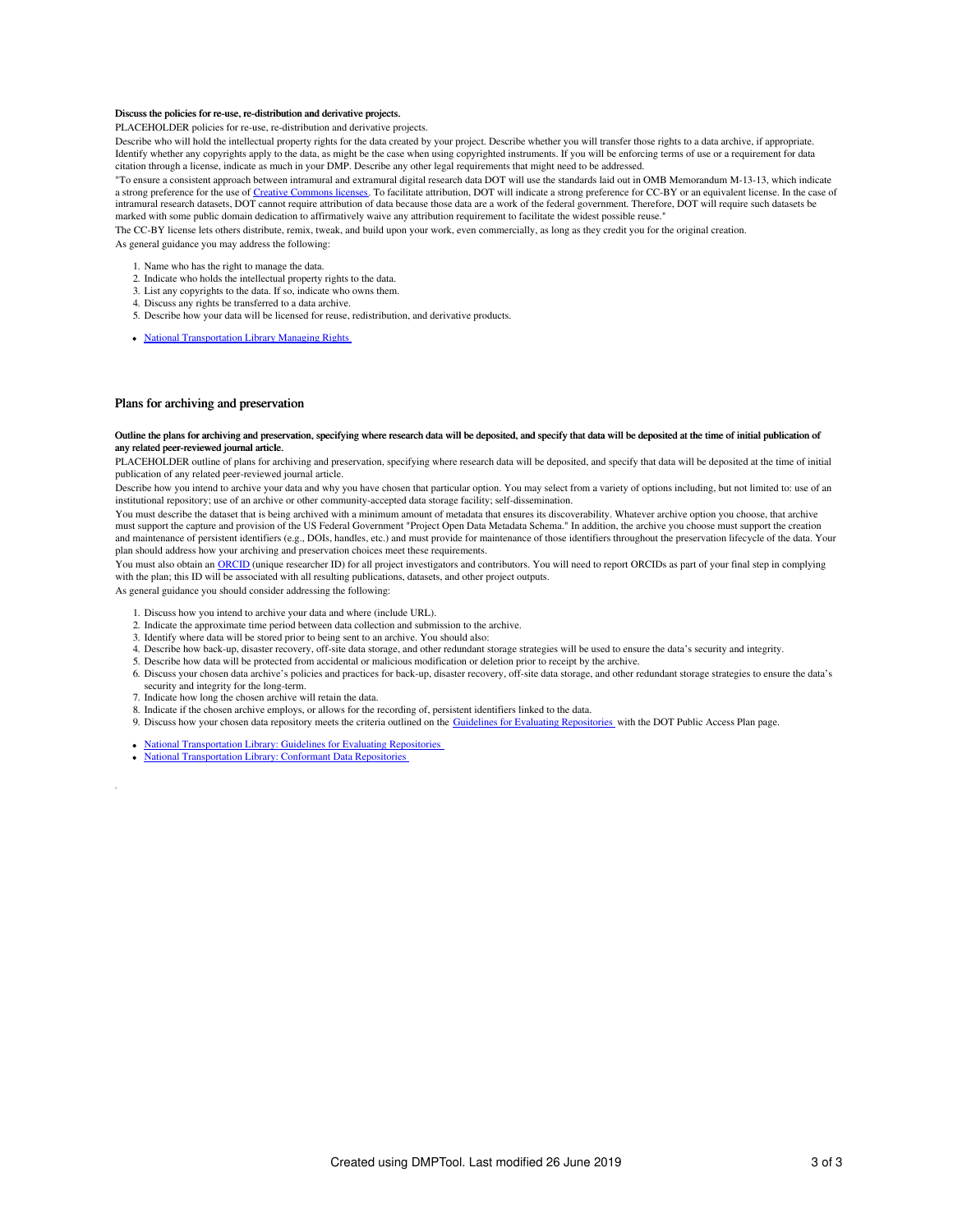**Discuss the policies for re-use, re-distribution and derivative projects.**

PLACEHOLDER policies for re-use, re-distribution and derivative projects.

Describe who will hold the intellectual property rights for the data created by your project. Describe whether you will transfer those rights to a data archive, if appropriate. Identify whether any copyrights apply to the data, as might be the case when using copyrighted instruments. If you will be enforcing terms of use or a requirement for data citation through a license, indicate as much in your DMP. Describe any other legal requirements that might need to be addressed.

"To ensure a consistent approach between intramural and extramural digital research data DOT will use the standards laid out in OMB Memorandum M-13-13, which indicate a strong preference for the use of Creative Commons licenses. To facilitate attribution, DOT will indicate a strong preference for CC-BY or an equivalent license. In the case of intramural research datasets, DOT cannot require attribution of data because those data are a work of the federal government. Therefore, DOT will require such datasets be marked with some public domain dedication to affirmatively waive any attribution requirement to facilitate the widest possible reuse."

The CC-BY license lets others distribute, remix, tweak, and build upon your work, even commercially, as long as they credit you for the original creation.

As general guidance you may address the following:

1. Name who has the right to manage the data.
2. Indicate who holds the intellectual property rights to the data.
3. List any copyrights to the data. If so, indicate who owns them.
4. Discuss any rights be transferred to a data archive.
5. Describe how your data will be licensed for reuse, redistribution, and derivative products.

- National Transportation Library Managing Rights

## Plans for archiving and preservation

**Outline the plans for archiving and preservation, specifying where research data will be deposited, and specify that data will be deposited at the time of initial publication of any related peer-reviewed journal article.**

PLACEHOLDER outline of plans for archiving and preservation, specifying where research data will be deposited, and specify that data will be deposited at the time of initial publication of any related peer-reviewed journal article.

Describe how you intend to archive your data and why you have chosen that particular option. You may select from a variety of options including, but not limited to: use of an institutional repository; use of an archive or other community-accepted data storage facility; self-dissemination.

You must describe the dataset that is being archived with a minimum amount of metadata that ensures its discoverability. Whatever archive option you choose, that archive must support the capture and provision of the US Federal Government "Project Open Data Metadata Schema." In addition, the archive you choose must support the creation and maintenance of persistent identifiers (e.g., DOIs, handles, etc.) and must provide for maintenance of those identifiers throughout the preservation lifecycle of the data. Your plan should address how your archiving and preservation choices meet these requirements.

You must also obtain an ORCID (unique researcher ID) for all project investigators and contributors. You will need to report ORCIDs as part of your final step in complying with the plan; this ID will be associated with all resulting publications, datasets, and other project outputs.

As general guidance you should consider addressing the following:

1. Discuss how you intend to archive your data and where (include URL).
2. Indicate the approximate time period between data collection and submission to the archive.
3. Identify where data will be stored prior to being sent to an archive. You should also:
4. Describe how back-up, disaster recovery, off-site data storage, and other redundant storage strategies will be used to ensure the data's security and integrity.
5. Describe how data will be protected from accidental or malicious modification or deletion prior to receipt by the archive.
6. Discuss your chosen data archive's policies and practices for back-up, disaster recovery, off-site data storage, and other redundant storage strategies to ensure the data's security and integrity for the long-term.
7. Indicate how long the chosen archive will retain the data.
8. Indicate if the chosen archive employs, or allows for the recording of, persistent identifiers linked to the data.
9. Discuss how your chosen data repository meets the criteria outlined on the Guidelines for Evaluating Repositories with the DOT Public Access Plan page.

- National Transportation Library: Guidelines for Evaluating Repositories
- National Transportation Library: Conformant Data Repositories

Created using DMPTool. Last modified 26 June 2019